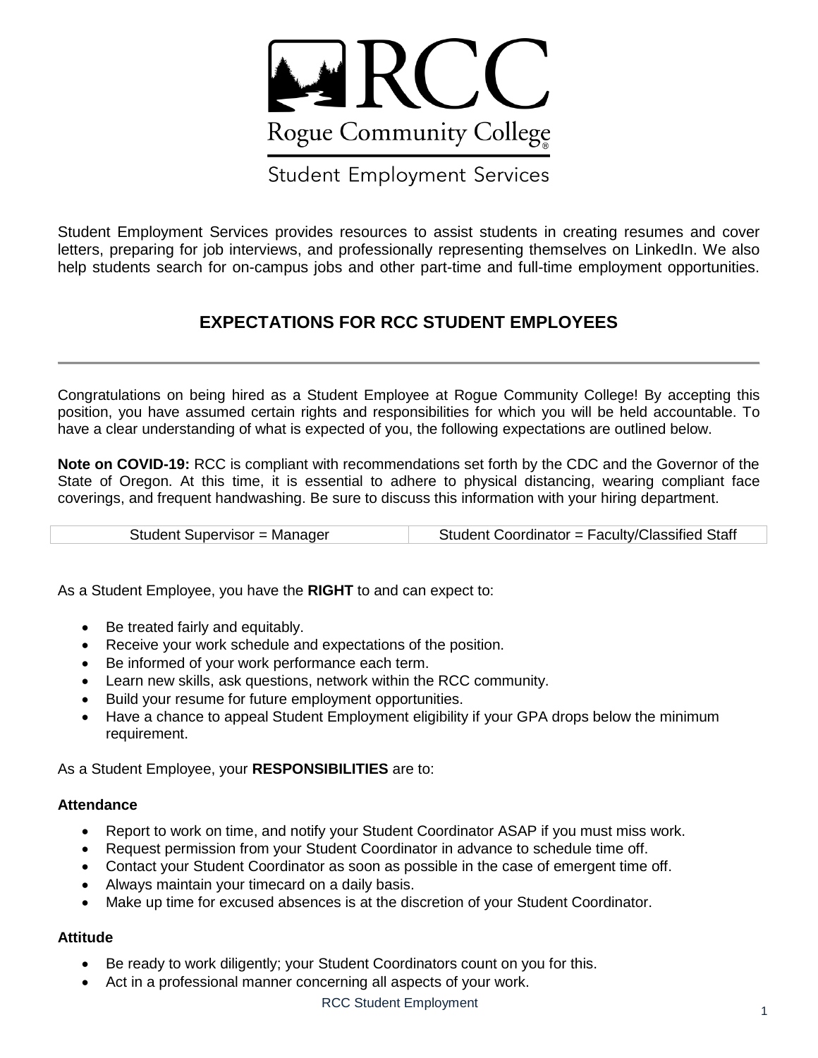# RCC

Rogue Community College

Student Employment Services

Student Employment Services provides resources to assist students in creating resumes and cover letters, preparing for job interviews, and professionally representing themselves on LinkedIn. We also help students search for on-campus jobs and other part-time and full-time employment opportunities.

## EXPECTATIONS FOR RCC STUDENT EMPLOYEES

Congratulations on being hired as a Student Employee at Rogue Community College! By accepting this position, you have assumed certain rights and responsibilities for which you will be held accountable. To have a clear understanding of what is expected of you, the following expectations are outlined below.

**Note on COVID-19:** RCC is compliant with recommendations set forth by the CDC and the Governor of the State of Oregon. At this time, it is essential to adhere to physical distancing, wearing compliant face coverings, and frequent handwashing. Be sure to discuss this information with your hiring department.

| Student Supervisor = Manager | Student Coordinator = Faculty/Classified Staff |
|---|---|

As a Student Employee, you have the **RIGHT** to and can expect to:

- Be treated fairly and equitably.
- Receive your work schedule and expectations of the position.
- Be informed of your work performance each term.
- Learn new skills, ask questions, network within the RCC community.
- Build your resume for future employment opportunities.
- Have a chance to appeal Student Employment eligibility if your GPA drops below the minimum requirement.

As a Student Employee, your **RESPONSIBILITIES** are to:

### Attendance

- Report to work on time, and notify your Student Coordinator ASAP if you must miss work.
- Request permission from your Student Coordinator in advance to schedule time off.
- Contact your Student Coordinator as soon as possible in the case of emergent time off.
- Always maintain your timecard on a daily basis.
- Make up time for excused absences is at the discretion of your Student Coordinator.

### Attitude

- Be ready to work diligently; your Student Coordinators count on you for this.
- Act in a professional manner concerning all aspects of your work.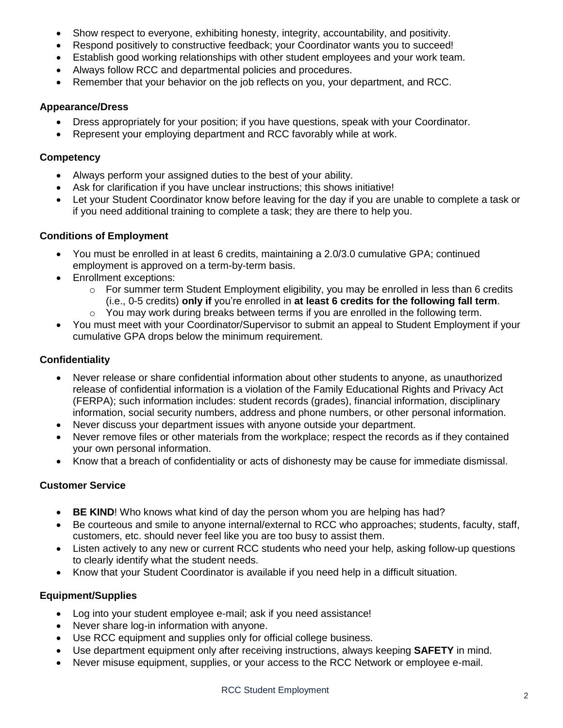- Show respect to everyone, exhibiting honesty, integrity, accountability, and positivity.
- Respond positively to constructive feedback; your Coordinator wants you to succeed!
- Establish good working relationships with other student employees and your work team.
- Always follow RCC and departmental policies and procedures.
- Remember that your behavior on the job reflects on you, your department, and RCC.

### Appearance/Dress

- Dress appropriately for your position; if you have questions, speak with your Coordinator.
- Represent your employing department and RCC favorably while at work.

### Competency

- Always perform your assigned duties to the best of your ability.
- Ask for clarification if you have unclear instructions; this shows initiative!
- Let your Student Coordinator know before leaving for the day if you are unable to complete a task or if you need additional training to complete a task; they are there to help you.

### Conditions of Employment

- You must be enrolled in at least 6 credits, maintaining a 2.0/3.0 cumulative GPA; continued employment is approved on a term-by-term basis.
- Enrollment exceptions:
  - For summer term Student Employment eligibility, you may be enrolled in less than 6 credits (i.e., 0-5 credits) **only if** you're enrolled in **at least 6 credits for the following fall term**.
  - You may work during breaks between terms if you are enrolled in the following term.
- You must meet with your Coordinator/Supervisor to submit an appeal to Student Employment if your cumulative GPA drops below the minimum requirement.

### Confidentiality

- Never release or share confidential information about other students to anyone, as unauthorized release of confidential information is a violation of the Family Educational Rights and Privacy Act (FERPA); such information includes: student records (grades), financial information, disciplinary information, social security numbers, address and phone numbers, or other personal information.
- Never discuss your department issues with anyone outside your department.
- Never remove files or other materials from the workplace; respect the records as if they contained your own personal information.
- Know that a breach of confidentiality or acts of dishonesty may be cause for immediate dismissal.

### Customer Service

- **BE KIND**! Who knows what kind of day the person whom you are helping has had?
- Be courteous and smile to anyone internal/external to RCC who approaches; students, faculty, staff, customers, etc. should never feel like you are too busy to assist them.
- Listen actively to any new or current RCC students who need your help, asking follow-up questions to clearly identify what the student needs.
- Know that your Student Coordinator is available if you need help in a difficult situation.

### Equipment/Supplies

- Log into your student employee e-mail; ask if you need assistance!
- Never share log-in information with anyone.
- Use RCC equipment and supplies only for official college business.
- Use department equipment only after receiving instructions, always keeping **SAFETY** in mind.
- Never misuse equipment, supplies, or your access to the RCC Network or employee e-mail.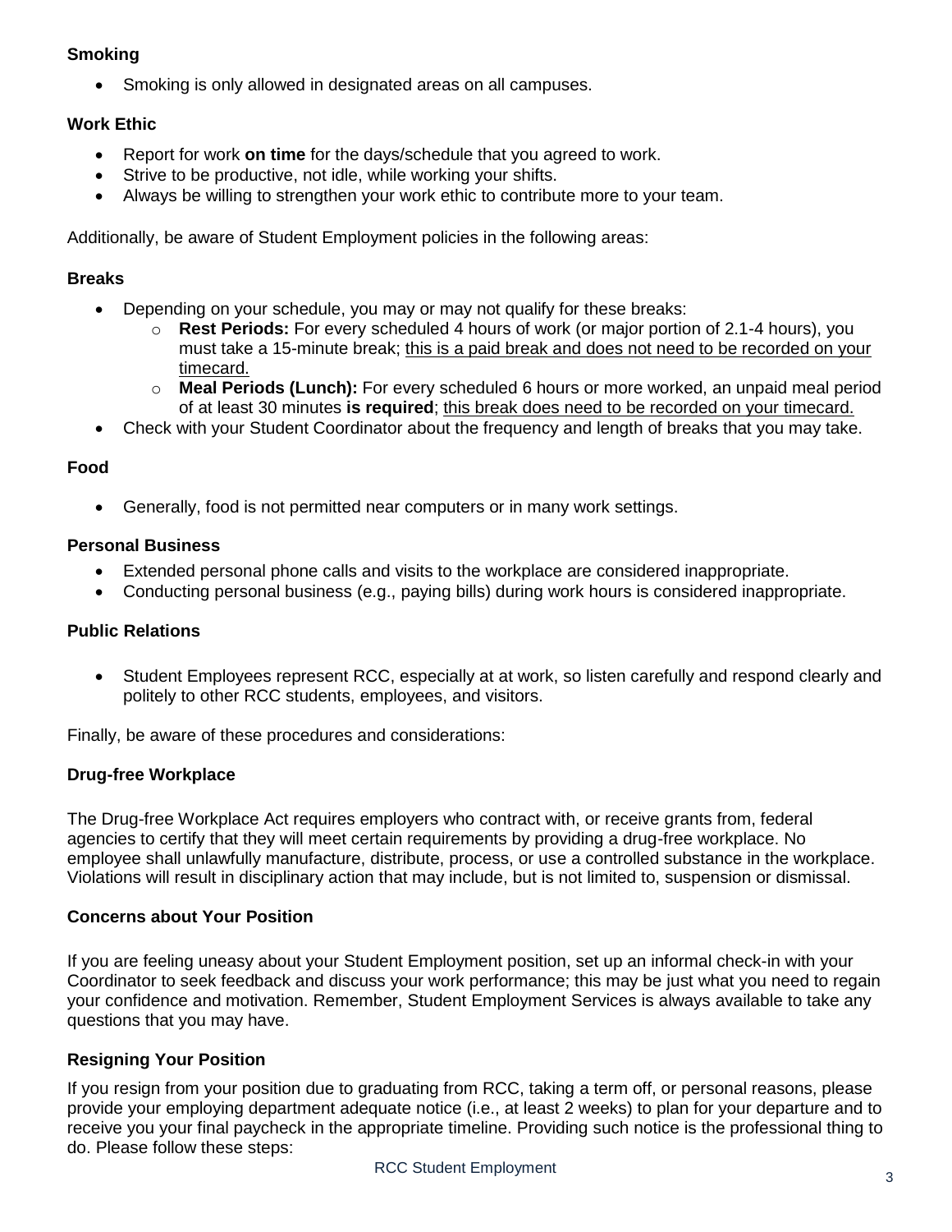### Smoking

- Smoking is only allowed in designated areas on all campuses.

### Work Ethic

- Report for work **on time** for the days/schedule that you agreed to work.
- Strive to be productive, not idle, while working your shifts.
- Always be willing to strengthen your work ethic to contribute more to your team.

Additionally, be aware of Student Employment policies in the following areas:

### Breaks

- Depending on your schedule, you may or may not qualify for these breaks:
  - **Rest Periods:** For every scheduled 4 hours of work (or major portion of 2.1-4 hours), you must take a 15-minute break; this is a paid break and does not need to be recorded on your timecard.
  - **Meal Periods (Lunch):** For every scheduled 6 hours or more worked, an unpaid meal period of at least 30 minutes **is required**; this break does need to be recorded on your timecard.
- Check with your Student Coordinator about the frequency and length of breaks that you may take.

### Food

- Generally, food is not permitted near computers or in many work settings.

### Personal Business

- Extended personal phone calls and visits to the workplace are considered inappropriate.
- Conducting personal business (e.g., paying bills) during work hours is considered inappropriate.

### Public Relations

- Student Employees represent RCC, especially at at work, so listen carefully and respond clearly and politely to other RCC students, employees, and visitors.

Finally, be aware of these procedures and considerations:

### Drug-free Workplace

The Drug-free Workplace Act requires employers who contract with, or receive grants from, federal agencies to certify that they will meet certain requirements by providing a drug-free workplace. No employee shall unlawfully manufacture, distribute, process, or use a controlled substance in the workplace. Violations will result in disciplinary action that may include, but is not limited to, suspension or dismissal.

### Concerns about Your Position

If you are feeling uneasy about your Student Employment position, set up an informal check-in with your Coordinator to seek feedback and discuss your work performance; this may be just what you need to regain your confidence and motivation. Remember, Student Employment Services is always available to take any questions that you may have.

### Resigning Your Position

If you resign from your position due to graduating from RCC, taking a term off, or personal reasons, please provide your employing department adequate notice (i.e., at least 2 weeks) to plan for your departure and to receive you your final paycheck in the appropriate timeline. Providing such notice is the professional thing to do. Please follow these steps: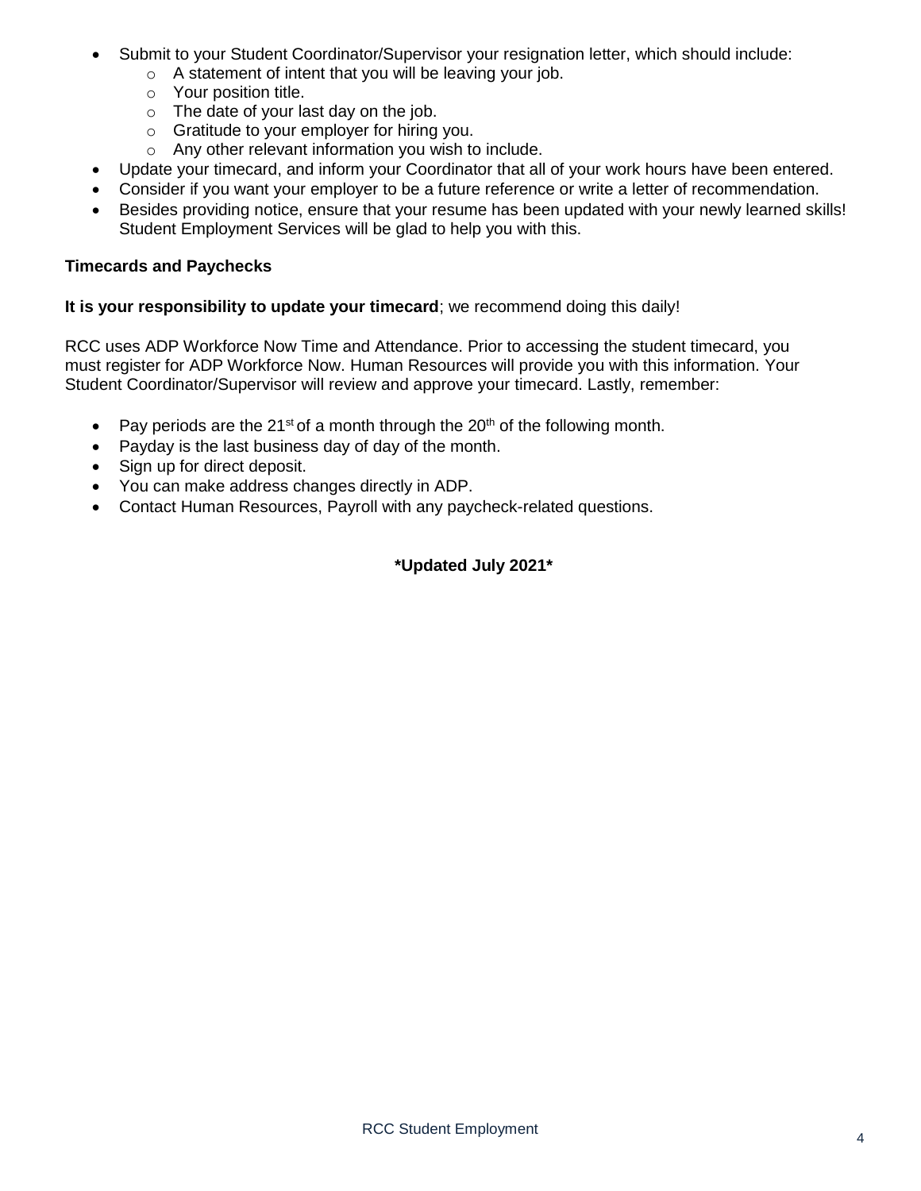- Submit to your Student Coordinator/Supervisor your resignation letter, which should include:
    - A statement of intent that you will be leaving your job.
    - Your position title.
    - The date of your last day on the job.
    - Gratitude to your employer for hiring you.
    - Any other relevant information you wish to include.
- Update your timecard, and inform your Coordinator that all of your work hours have been entered.
- Consider if you want your employer to be a future reference or write a letter of recommendation.
- Besides providing notice, ensure that your resume has been updated with your newly learned skills! Student Employment Services will be glad to help you with this.

**Timecards and Paychecks**

**It is your responsibility to update your timecard**; we recommend doing this daily!

RCC uses ADP Workforce Now Time and Attendance. Prior to accessing the student timecard, you must register for ADP Workforce Now. Human Resources will provide you with this information. Your Student Coordinator/Supervisor will review and approve your timecard. Lastly, remember:

- Pay periods are the 21st of a month through the 20th of the following month.
- Payday is the last business day of day of the month.
- Sign up for direct deposit.
- You can make address changes directly in ADP.
- Contact Human Resources, Payroll with any paycheck-related questions.

**\*Updated July 2021\***